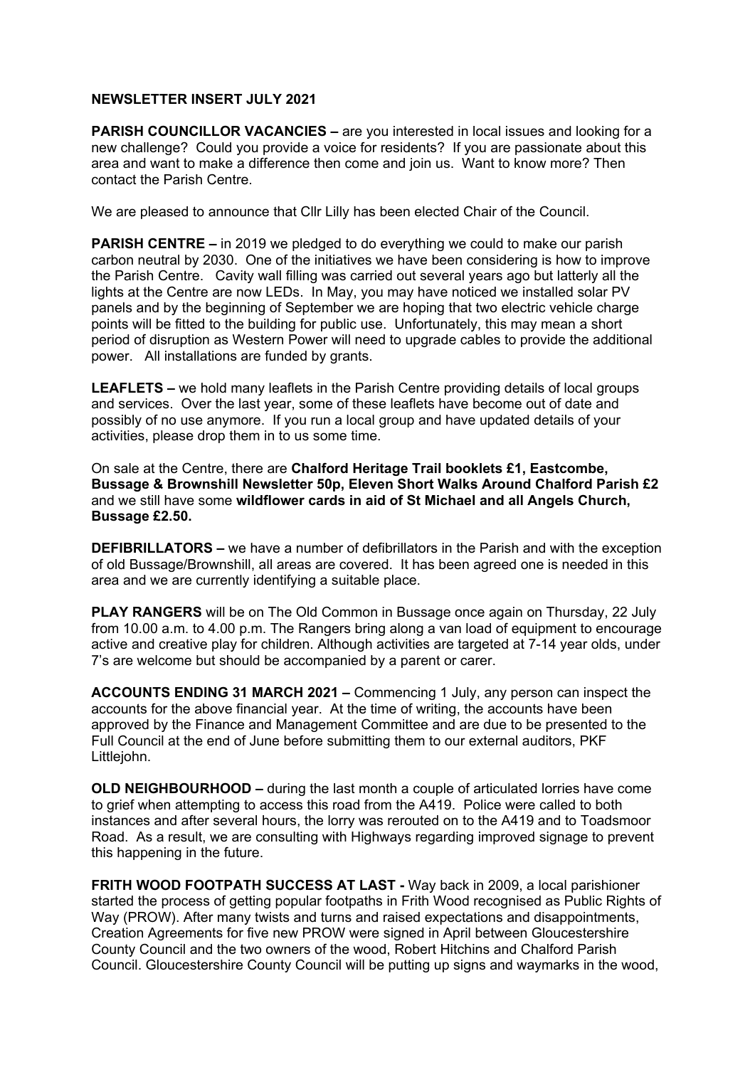**NEWSLETTER INSERT JULY 2021**

**PARISH COUNCILLOR VACANCIES –** are you interested in local issues and looking for a new challenge? Could you provide a voice for residents? If you are passionate about this area and want to make a difference then come and join us. Want to know more? Then contact the Parish Centre.

We are pleased to announce that Cllr Lilly has been elected Chair of the Council.

**PARISH CENTRE –** in 2019 we pledged to do everything we could to make our parish carbon neutral by 2030. One of the initiatives we have been considering is how to improve the Parish Centre. Cavity wall filling was carried out several years ago but latterly all the lights at the Centre are now LEDs. In May, you may have noticed we installed solar PV panels and by the beginning of September we are hoping that two electric vehicle charge points will be fitted to the building for public use. Unfortunately, this may mean a short period of disruption as Western Power will need to upgrade cables to provide the additional power. All installations are funded by grants.

**LEAFLETS –** we hold many leaflets in the Parish Centre providing details of local groups and services. Over the last year, some of these leaflets have become out of date and possibly of no use anymore. If you run a local group and have updated details of your activities, please drop them in to us some time.

On sale at the Centre, there are **Chalford Heritage Trail booklets £1, Eastcombe, Bussage & Brownshill Newsletter 50p, Eleven Short Walks Around Chalford Parish £2** and we still have some **wildflower cards in aid of St Michael and all Angels Church, Bussage £2.50.**

**DEFIBRILLATORS –** we have a number of defibrillators in the Parish and with the exception of old Bussage/Brownshill, all areas are covered. It has been agreed one is needed in this area and we are currently identifying a suitable place.

**PLAY RANGERS** will be on The Old Common in Bussage once again on Thursday, 22 July from 10.00 a.m. to 4.00 p.m. The Rangers bring along a van load of equipment to encourage active and creative play for children. Although activities are targeted at 7-14 year olds, under 7's are welcome but should be accompanied by a parent or carer.

**ACCOUNTS ENDING 31 MARCH 2021 –** Commencing 1 July, any person can inspect the accounts for the above financial year. At the time of writing, the accounts have been approved by the Finance and Management Committee and are due to be presented to the Full Council at the end of June before submitting them to our external auditors, PKF Littlejohn.

**OLD NEIGHBOURHOOD –** during the last month a couple of articulated lorries have come to grief when attempting to access this road from the A419. Police were called to both instances and after several hours, the lorry was rerouted on to the A419 and to Toadsmoor Road. As a result, we are consulting with Highways regarding improved signage to prevent this happening in the future.

**FRITH WOOD FOOTPATH SUCCESS AT LAST -** Way back in 2009, a local parishioner started the process of getting popular footpaths in Frith Wood recognised as Public Rights of Way (PROW). After many twists and turns and raised expectations and disappointments, Creation Agreements for five new PROW were signed in April between Gloucestershire County Council and the two owners of the wood, Robert Hitchins and Chalford Parish Council. Gloucestershire County Council will be putting up signs and waymarks in the wood,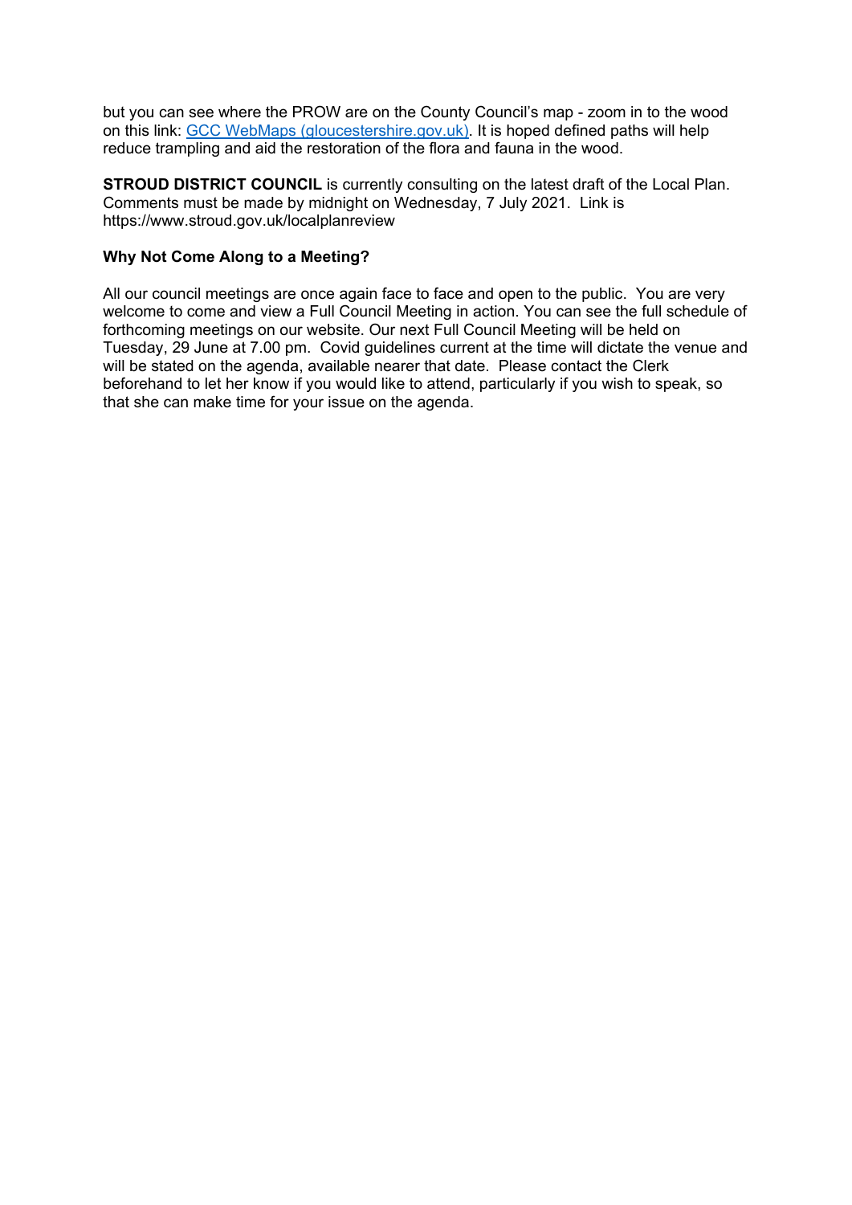but you can see where the PROW are on the County Council's map - zoom in to the wood on this link: [GCC WebMaps (gloucestershire.gov.uk)](). It is hoped defined paths will help reduce trampling and aid the restoration of the flora and fauna in the wood.

**STROUD DISTRICT COUNCIL** is currently consulting on the latest draft of the Local Plan. Comments must be made by midnight on Wednesday, 7 July 2021. Link is https://www.stroud.gov.uk/localplanreview

**Why Not Come Along to a Meeting?**

All our council meetings are once again face to face and open to the public. You are very welcome to come and view a Full Council Meeting in action. You can see the full schedule of forthcoming meetings on our website. Our next Full Council Meeting will be held on Tuesday, 29 June at 7.00 pm. Covid guidelines current at the time will dictate the venue and will be stated on the agenda, available nearer that date. Please contact the Clerk beforehand to let her know if you would like to attend, particularly if you wish to speak, so that she can make time for your issue on the agenda.